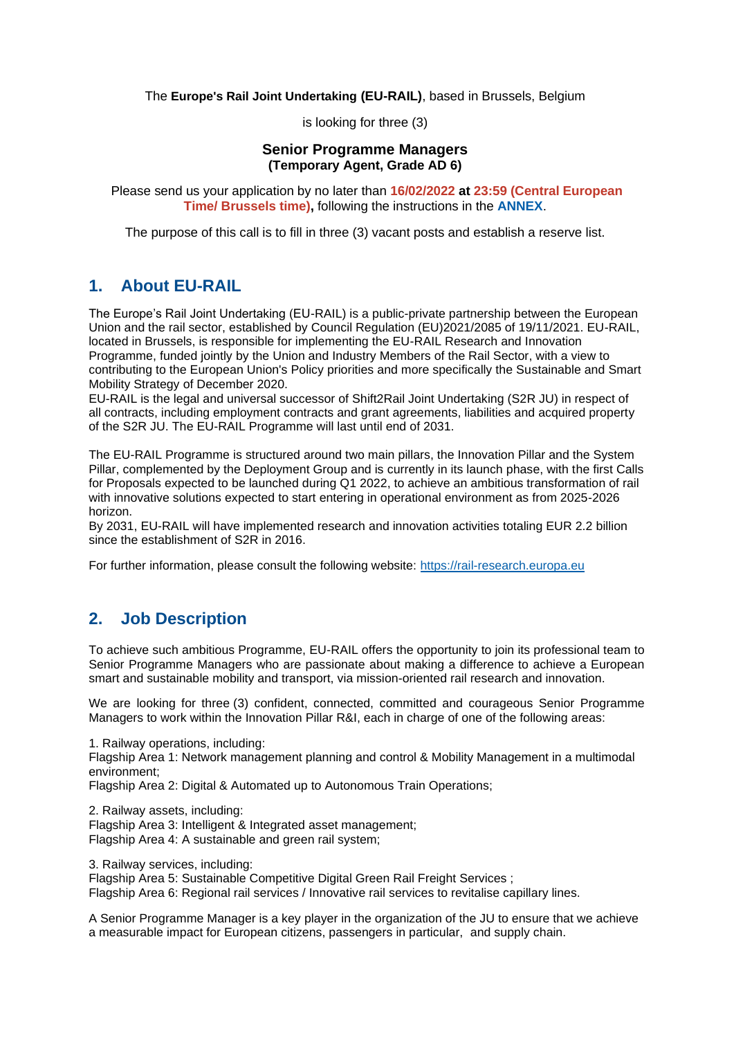The **Europe's Rail Joint Undertaking (EU-RAIL)**, based in Brussels, Belgium

is looking for three (3)

**Senior Programme Managers**
**(Temporary Agent, Grade AD 6)**

Please send us your application by no later than **16/02/2022 at 23:59 (Central European Time/ Brussels time),** following the instructions in the **ANNEX**.

The purpose of this call is to fill in three (3) vacant posts and establish a reserve list.

## 1. About EU-RAIL

The Europe's Rail Joint Undertaking (EU-RAIL) is a public-private partnership between the European Union and the rail sector, established by Council Regulation (EU)2021/2085 of 19/11/2021. EU-RAIL, located in Brussels, is responsible for implementing the EU-RAIL Research and Innovation Programme, funded jointly by the Union and Industry Members of the Rail Sector, with a view to contributing to the European Union's Policy priorities and more specifically the Sustainable and Smart Mobility Strategy of December 2020.
EU-RAIL is the legal and universal successor of Shift2Rail Joint Undertaking (S2R JU) in respect of all contracts, including employment contracts and grant agreements, liabilities and acquired property of the S2R JU. The EU-RAIL Programme will last until end of 2031.

The EU-RAIL Programme is structured around two main pillars, the Innovation Pillar and the System Pillar, complemented by the Deployment Group and is currently in its launch phase, with the first Calls for Proposals expected to be launched during Q1 2022, to achieve an ambitious transformation of rail with innovative solutions expected to start entering in operational environment as from 2025-2026 horizon.
By 2031, EU-RAIL will have implemented research and innovation activities totaling EUR 2.2 billion since the establishment of S2R in 2016.

For further information, please consult the following website: https://rail-research.europa.eu

## 2. Job Description

To achieve such ambitious Programme, EU-RAIL offers the opportunity to join its professional team to Senior Programme Managers who are passionate about making a difference to achieve a European smart and sustainable mobility and transport, via mission-oriented rail research and innovation.

We are looking for three (3) confident, connected, committed and courageous Senior Programme Managers to work within the Innovation Pillar R&I, each in charge of one of the following areas:

1. Railway operations, including:
Flagship Area 1: Network management planning and control & Mobility Management in a multimodal environment;
Flagship Area 2: Digital & Automated up to Autonomous Train Operations;

2. Railway assets, including:
Flagship Area 3: Intelligent & Integrated asset management;
Flagship Area 4: A sustainable and green rail system;

3. Railway services, including:
Flagship Area 5: Sustainable Competitive Digital Green Rail Freight Services ;
Flagship Area 6: Regional rail services / Innovative rail services to revitalise capillary lines.

A Senior Programme Manager is a key player in the organization of the JU to ensure that we achieve a measurable impact for European citizens, passengers in particular, and supply chain.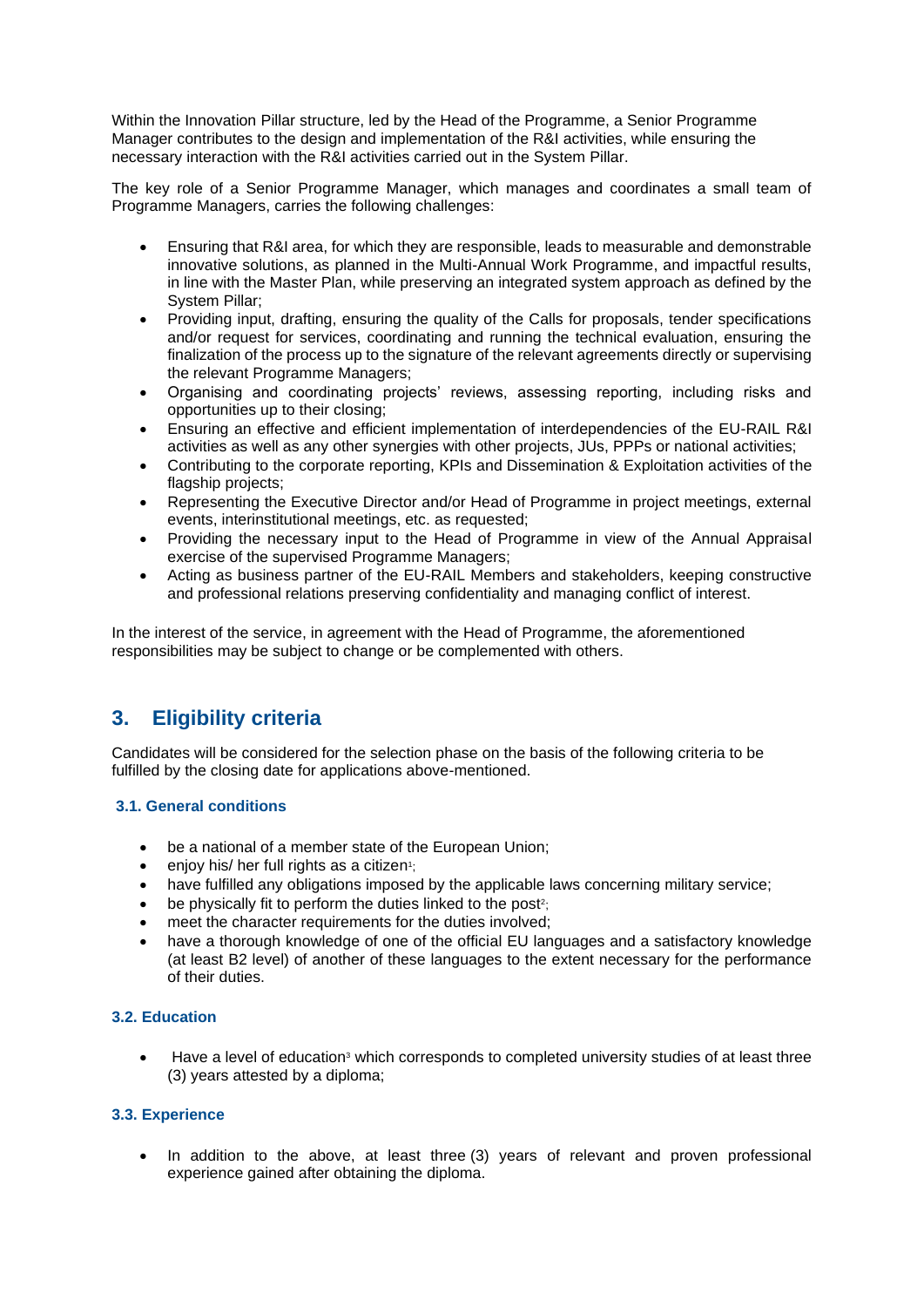Within the Innovation Pillar structure, led by the Head of the Programme, a Senior Programme Manager contributes to the design and implementation of the R&I activities, while ensuring the necessary interaction with the R&I activities carried out in the System Pillar.

The key role of a Senior Programme Manager, which manages and coordinates a small team of Programme Managers, carries the following challenges:

- Ensuring that R&I area, for which they are responsible, leads to measurable and demonstrable innovative solutions, as planned in the Multi-Annual Work Programme, and impactful results, in line with the Master Plan, while preserving an integrated system approach as defined by the System Pillar;
- Providing input, drafting, ensuring the quality of the Calls for proposals, tender specifications and/or request for services, coordinating and running the technical evaluation, ensuring the finalization of the process up to the signature of the relevant agreements directly or supervising the relevant Programme Managers;
- Organising and coordinating projects' reviews, assessing reporting, including risks and opportunities up to their closing;
- Ensuring an effective and efficient implementation of interdependencies of the EU-RAIL R&I activities as well as any other synergies with other projects, JUs, PPPs or national activities;
- Contributing to the corporate reporting, KPIs and Dissemination & Exploitation activities of the flagship projects;
- Representing the Executive Director and/or Head of Programme in project meetings, external events, interinstitutional meetings, etc. as requested;
- Providing the necessary input to the Head of Programme in view of the Annual Appraisal exercise of the supervised Programme Managers;
- Acting as business partner of the EU-RAIL Members and stakeholders, keeping constructive and professional relations preserving confidentiality and managing conflict of interest.

In the interest of the service, in agreement with the Head of Programme, the aforementioned responsibilities may be subject to change or be complemented with others.

## 3. Eligibility criteria

Candidates will be considered for the selection phase on the basis of the following criteria to be fulfilled by the closing date for applications above-mentioned.

### 3.1. General conditions

- be a national of a member state of the European Union;
- enjoy his/ her full rights as a citizen[1];
- have fulfilled any obligations imposed by the applicable laws concerning military service;
- be physically fit to perform the duties linked to the post[2];
- meet the character requirements for the duties involved;
- have a thorough knowledge of one of the official EU languages and a satisfactory knowledge (at least B2 level) of another of these languages to the extent necessary for the performance of their duties.

### 3.2. Education

- Have a level of education[3] which corresponds to completed university studies of at least three (3) years attested by a diploma;

### 3.3. Experience

- In addition to the above, at least three (3) years of relevant and proven professional experience gained after obtaining the diploma.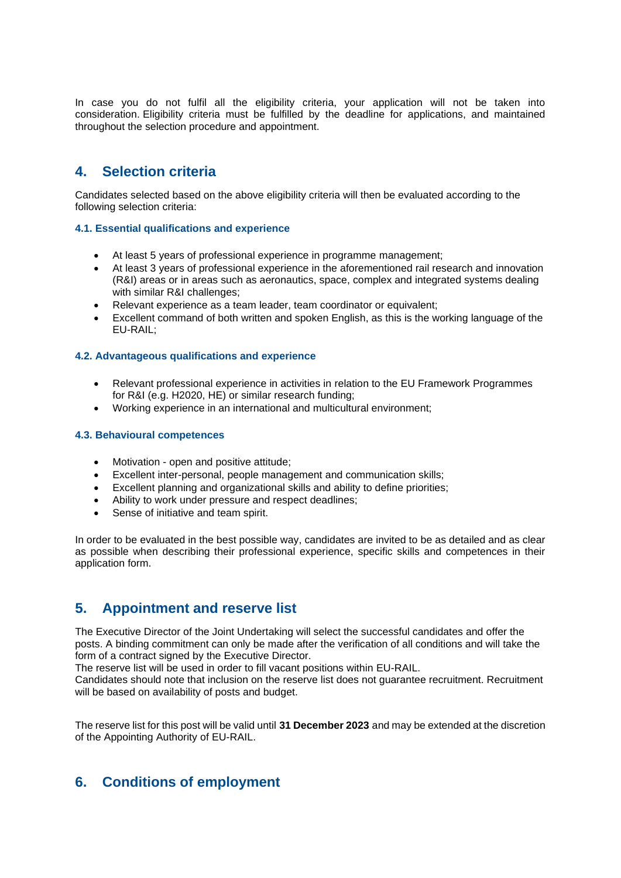In case you do not fulfil all the eligibility criteria, your application will not be taken into consideration. Eligibility criteria must be fulfilled by the deadline for applications, and maintained throughout the selection procedure and appointment.

## 4. Selection criteria

Candidates selected based on the above eligibility criteria will then be evaluated according to the following selection criteria:

### 4.1. Essential qualifications and experience

- At least 5 years of professional experience in programme management;
- At least 3 years of professional experience in the aforementioned rail research and innovation (R&I) areas or in areas such as aeronautics, space, complex and integrated systems dealing with similar R&I challenges;
- Relevant experience as a team leader, team coordinator or equivalent;
- Excellent command of both written and spoken English, as this is the working language of the EU-RAIL;

### 4.2. Advantageous qualifications and experience

- Relevant professional experience in activities in relation to the EU Framework Programmes for R&I (e.g. H2020, HE) or similar research funding;
- Working experience in an international and multicultural environment;

### 4.3. Behavioural competences

- Motivation - open and positive attitude;
- Excellent inter-personal, people management and communication skills;
- Excellent planning and organizational skills and ability to define priorities;
- Ability to work under pressure and respect deadlines;
- Sense of initiative and team spirit.

In order to be evaluated in the best possible way, candidates are invited to be as detailed and as clear as possible when describing their professional experience, specific skills and competences in their application form.

## 5. Appointment and reserve list

The Executive Director of the Joint Undertaking will select the successful candidates and offer the posts. A binding commitment can only be made after the verification of all conditions and will take the form of a contract signed by the Executive Director.
The reserve list will be used in order to fill vacant positions within EU-RAIL.
Candidates should note that inclusion on the reserve list does not guarantee recruitment. Recruitment will be based on availability of posts and budget.

The reserve list for this post will be valid until **31 December 2023** and may be extended at the discretion of the Appointing Authority of EU-RAIL.

## 6. Conditions of employment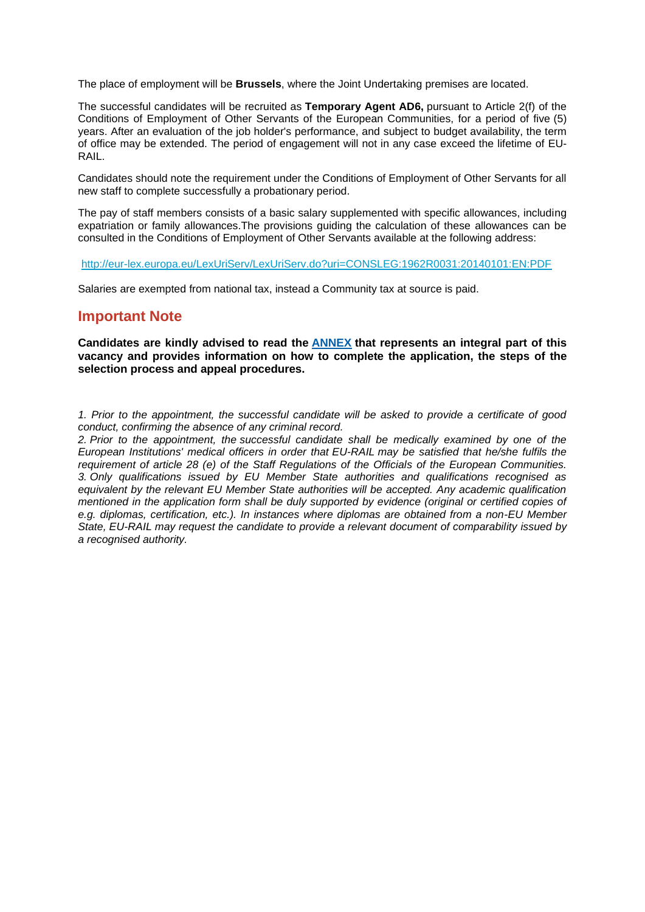The place of employment will be **Brussels**, where the Joint Undertaking premises are located.

The successful candidates will be recruited as **Temporary Agent AD6,** pursuant to Article 2(f) of the Conditions of Employment of Other Servants of the European Communities, for a period of five (5) years. After an evaluation of the job holder's performance, and subject to budget availability, the term of office may be extended. The period of engagement will not in any case exceed the lifetime of EU-RAIL.

Candidates should note the requirement under the Conditions of Employment of Other Servants for all new staff to complete successfully a probationary period.

The pay of staff members consists of a basic salary supplemented with specific allowances, including expatriation or family allowances.The provisions guiding the calculation of these allowances can be consulted in the Conditions of Employment of Other Servants available at the following address:

http://eur-lex.europa.eu/LexUriServ/LexUriServ.do?uri=CONSLEG:1962R0031:20140101:EN:PDF

Salaries are exempted from national tax, instead a Community tax at source is paid.

## Important Note

**Candidates are kindly advised to read the ANNEX that represents an integral part of this vacancy and provides information on how to complete the application, the steps of the selection process and appeal procedures.**

*1. Prior to the appointment, the successful candidate will be asked to provide a certificate of good conduct, confirming the absence of any criminal record.*
*2. Prior to the appointment, the successful candidate shall be medically examined by one of the European Institutions' medical officers in order that EU-RAIL may be satisfied that he/she fulfils the requirement of article 28 (e) of the Staff Regulations of the Officials of the European Communities.*
*3. Only qualifications issued by EU Member State authorities and qualifications recognised as equivalent by the relevant EU Member State authorities will be accepted. Any academic qualification mentioned in the application form shall be duly supported by evidence (original or certified copies of e.g. diplomas, certification, etc.). In instances where diplomas are obtained from a non-EU Member State, EU-RAIL may request the candidate to provide a relevant document of comparability issued by a recognised authority.*